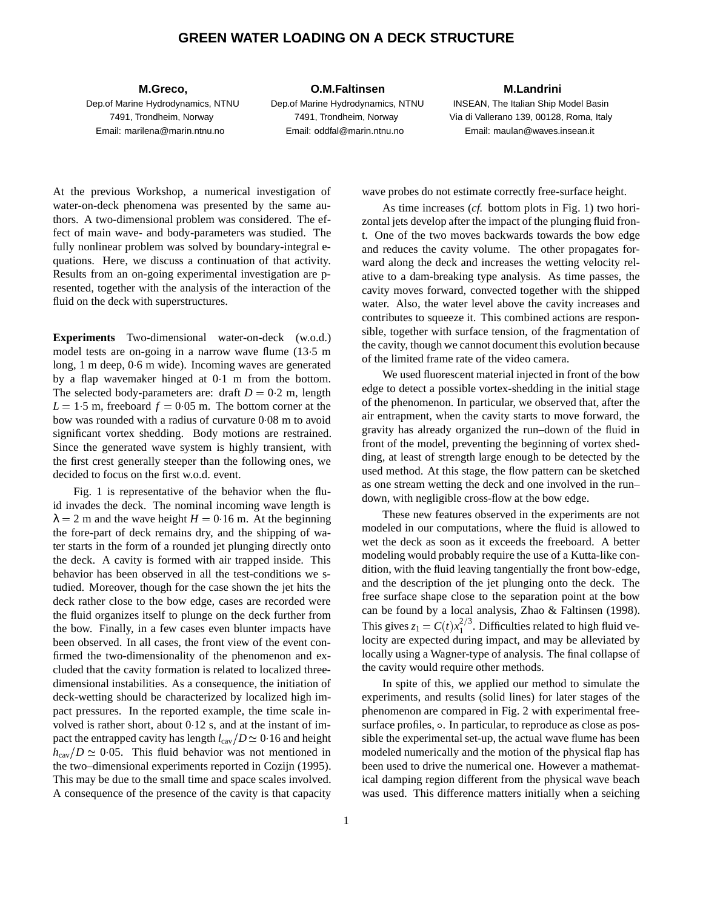# GREEN WATER LOADING ON A DECK STRUCTURE

**M.Greco,**
Dep.of Marine Hydrodynamics, NTNU
7491, Trondheim, Norway
Email: marilena@marin.ntnu.no

**O.M.Faltinsen**
Dep.of Marine Hydrodynamics, NTNU
7491, Trondheim, Norway
Email: oddfal@marin.ntnu.no

**M.Landrini**
INSEAN, The Italian Ship Model Basin
Via di Vallerano 139, 00128, Roma, Italy
Email: maulan@waves.insean.it

At the previous Workshop, a numerical investigation of water-on-deck phenomena was presented by the same authors. A two-dimensional problem was considered. The effect of main wave- and body-parameters was studied. The fully nonlinear problem was solved by boundary-integral equations. Here, we discuss a continuation of that activity. Results from an on-going experimental investigation are presented, together with the analysis of the interaction of the fluid on the deck with superstructures.

**Experiments** Two-dimensional water-on-deck (w.o.d.) model tests are on-going in a narrow wave flume (13·5 m long, 1 m deep, 0·6 m wide). Incoming waves are generated by a flap wavemaker hinged at: 0·1 m from the bottom. The selected body-parameters are: draft $D = 0{\cdot}2$ m, length $L = 1{\cdot}5$ m, freeboard $f = 0{\cdot}05$ m. The bottom corner at the bow was rounded with a radius of curvature 0·08 m to avoid significant vortex shedding. Body motions are restrained. Since the generated wave system is highly transient, with the first crest generally steeper than the following ones, we decided to focus on the first w.o.d. event.

Fig. 1 is representative of the behavior when the fluid invades the deck. The nominal incoming wave length is $\lambda = 2$ m and the wave height $H = 0{\cdot}16$ m. At the beginning the fore-part of deck remains dry, and the shipping of water starts in the form of a rounded jet plunging directly onto the deck. A cavity is formed with air trapped inside. This behavior has been observed in all the test-conditions we studied. Moreover, though for the case shown the jet hits the deck rather close to the bow edge, cases are recorded were the fluid organizes itself to plunge on the deck further from the bow. Finally, in a few cases even blunter impacts have been observed. In all cases, the front view of the event confirmed the two-dimensionality of the phenomenon and excluded that the cavity formation is related to localized three-dimensional instabilities. As a consequence, the initiation of deck-wetting should be characterized by localized high impact pressures. In the reported example, the time scale involved is rather short, about 0·12 s, and at the instant of impact the entrapped cavity has length $l_{\text{cav}}/D \simeq 0{\cdot}16$ and height $h_{\text{cav}}/D \simeq 0{\cdot}05$. This fluid behavior was not mentioned in the two–dimensional experiments reported in Cozijn (1995). This may be due to the small time and space scales involved. A consequence of the presence of the cavity is that capacity wave probes do not estimate correctly free-surface height.

As time increases (*cf.* bottom plots in Fig. 1) two horizontal jets develop after the impact of the plunging fluid front. One of the two moves backwards towards the bow edge and reduces the cavity volume. The other propagates forward along the deck and increases the wetting velocity relative to a dam-breaking type analysis. As time passes, the cavity moves forward, convected together with the shipped water. Also, the water level above the cavity increases and contributes to squeeze it. This combined actions are responsible, together with surface tension, of the fragmentation of the cavity, though we cannot document this evolution because of the limited frame rate of the video camera.

We used fluorescent material injected in front of the bow edge to detect a possible vortex-shedding in the initial stage of the phenomenon. In particular, we observed that, after the air entrapment, when the cavity starts to move forward, the gravity has already organized the run–down of the fluid in front of the model, preventing the beginning of vortex shedding, at least of strength large enough to be detected by the used method. At this stage, the flow pattern can be sketched as one stream wetting the deck and one involved in the run–down, with negligible cross-flow at the bow edge.

These new features observed in the experiments are not modeled in our computations, where the fluid is allowed to wet the deck as soon as it exceeds the freeboard. A better modeling would probably require the use of a Kutta-like condition, with the fluid leaving tangentially the front bow-edge, and the description of the jet plunging onto the deck. The free surface shape close to the separation point at the bow can be found by a local analysis, Zhao & Faltinsen (1998). This gives $z_1 = C(t)x_1^{2/3}$. Difficulties related to high fluid velocity are expected during impact, and may be alleviated by locally using a Wagner-type of analysis. The final collapse of the cavity would require other methods.

In spite of this, we applied our method to simulate the experiments, and results (solid lines) for later stages of the phenomenon are compared in Fig. 2 with experimental free-surface profiles, $\circ$. In particular, to reproduce as close as possible the experimental set-up, the actual wave flume has been modeled numerically and the motion of the physical flap has been used to drive the numerical one. However a mathematical damping region different from the physical wave beach was used. This difference matters initially when a seiching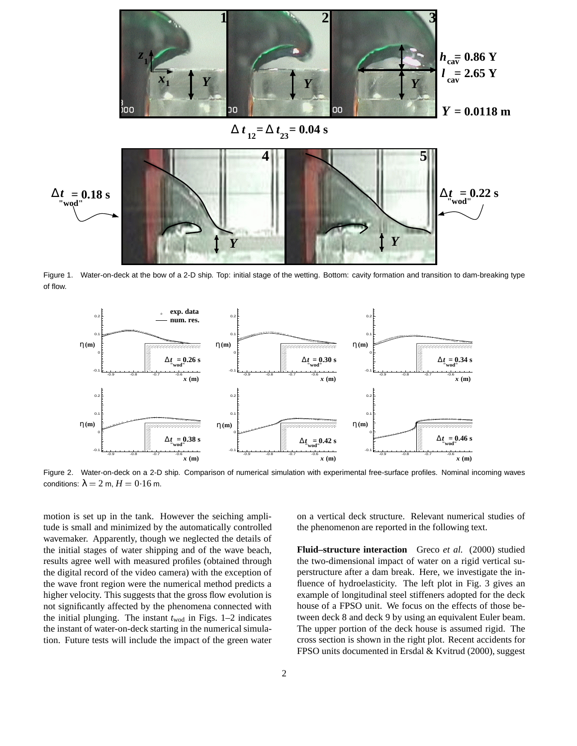Figure 1. Water-on-deck at the bow of a 2-D ship. Top: initial stage of the wetting. Bottom: cavity formation and transition to dam-breaking type of flow.

Figure 2. Water-on-deck on a 2-D ship. Comparison of numerical simulation with experimental free-surface profiles. Nominal incoming waves conditions: $\lambda = 2$ m, $H = 0{\cdot}16$ m.

motion is set up in the tank. However the seiching amplitude is small and minimized by the automatically controlled wavemaker. Apparently, though we neglected the details of the initial stages of water shipping and of the wave beach, results agree well with measured profiles (obtained through the digital record of the video camera) with the exception of the wave front region were the numerical method predicts a higher velocity. This suggests that the gross flow evolution is not significantly affected by the phenomena connected with the initial plunging. The instant $t_{\rm wod}$ in Figs. 1–2 indicates the instant of water-on-deck starting in the numerical simulation. Future tests will include the impact of the green water on a vertical deck structure. Relevant numerical studies of the phenomenon are reported in the following text.

**Fluid–structure interaction** Greco *et al.* (2000) studied the two-dimensional impact of water on a rigid vertical superstructure after a dam break. Here, we investigate the influence of hydroelasticity. The left plot in Fig. 3 gives an example of longitudinal steel stiffeners adopted for the deck house of a FPSO unit. We focus on the effects of those between deck 8 and deck 9 by using an equivalent Euler beam. The upper portion of the deck house is assumed rigid. The cross section is shown in the right plot. Recent accidents for FPSO units documented in Ersdal & Kvitrud (2000), suggest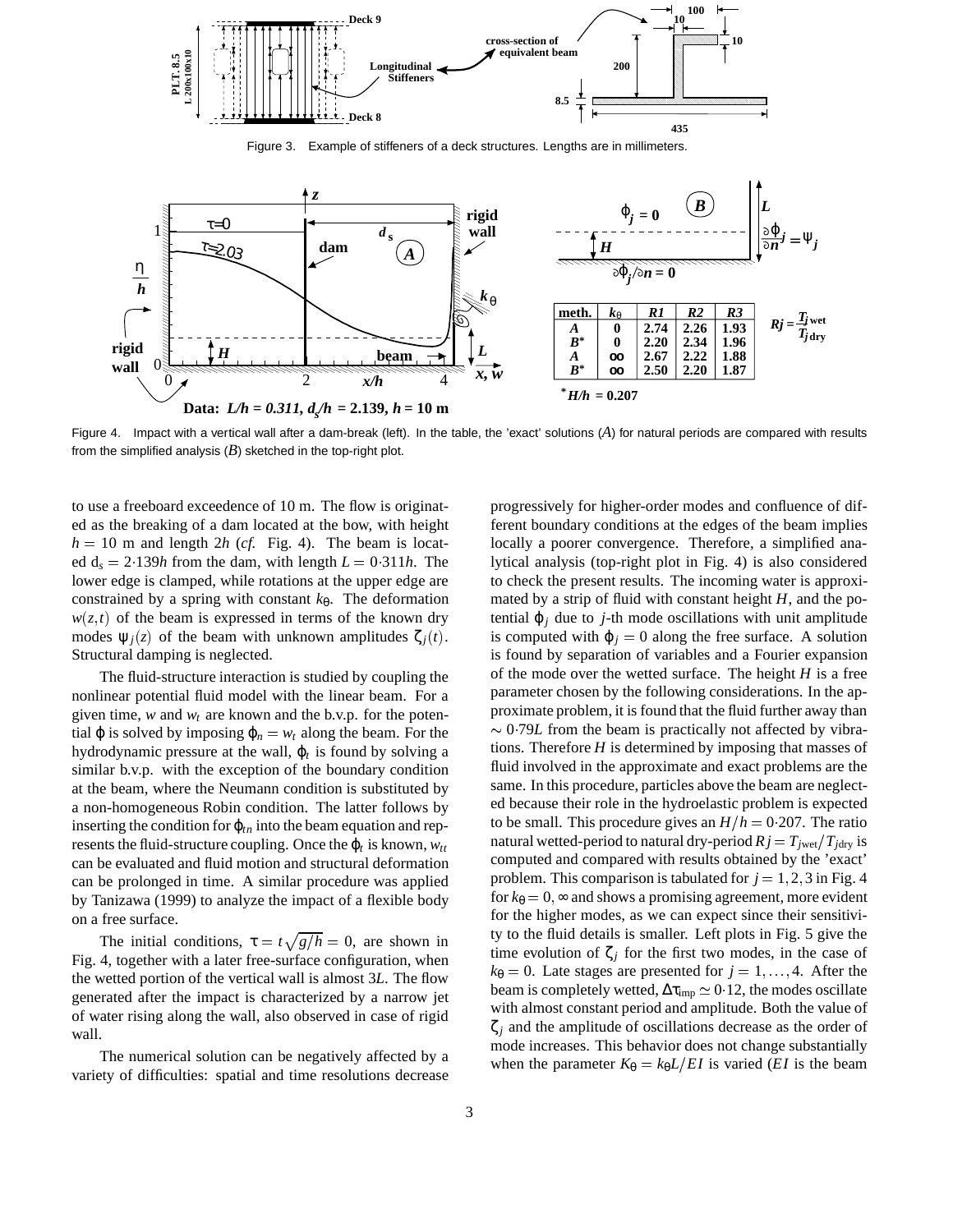Figure 3. Example of stiffeners of a deck structures. Lengths are in millimeters.

| meth. | $k_\theta$ | R1 | R2 | R3 |
|---|---|---|---|---|
| A | 0 | 2.74 | 2.26 | 1.93 |
| B* | 0 | 2.20 | 2.34 | 1.96 |
| A | ∞ | 2.67 | 2.22 | 1.88 |
| B* | ∞ | 2.50 | 2.20 | 1.87 |

$^*H/h = 0.207$; $Rj = \frac{T_{j\,\mathrm{wet}}}{T_{j\,\mathrm{dry}}}$

Data: $L/h = 0.311$, $d_s/h = 2.139$, $h = 10$ m

Figure 4. Impact with a vertical wall after a dam-break (left). In the table, the 'exact' solutions ($A$) for natural periods are compared with results from the simplified analysis ($B$) sketched in the top-right plot.

to use a freeboard exceedence of 10 m. The flow is originated as the breaking of a dam located at the bow, with height $h = 10$ m and length $2h$ (*cf.* Fig. 4). The beam is located $d_s = 2{\cdot}139h$ from the dam, with length $L = 0{\cdot}311h$. The lower edge is clamped, while rotations at the upper edge are constrained by a spring with constant $k_\theta$. The deformation $w(z,t)$ of the beam is expressed in terms of the known dry modes $\psi_j(z)$ of the beam with unknown amplitudes $\zeta_j(t)$. Structural damping is neglected.

The fluid-structure interaction is studied by coupling the nonlinear potential fluid method with the linear beam. For a given time, $w$ and $w_t$ are known and the b.v.p. for the potential $\varphi$ is solved by imposing $\varphi_n = w_t$ along the beam. For the hydrodynamic pressure at the wall, $\varphi_t$ is found by solving a similar b.v.p. with the exception of the boundary condition at the beam, where the Neumann condition is substituted by a non-homogeneous Robin condition. The latter follows by inserting the condition for $\varphi_{tn}$ into the beam equation and represents the fluid-structure coupling. Once the $\varphi_t$ is known, $w_{tt}$ can be evaluated and fluid motion and structural deformation can be prolonged in time. A similar procedure was applied by Tanizawa (1999) to analyze the impact of a flexible body on a free surface.

The initial conditions, $\tau = t\sqrt{g/h} = 0$, are shown in Fig. 4, together with a later free-surface configuration, when the wetted portion of the vertical wall is almost $3L$. The flow generated after the impact is characterized by a narrow jet of water rising along the wall, also observed in case of rigid wall.

The numerical solution can be negatively affected by a variety of difficulties: spatial and time resolutions decrease progressively for higher-order modes and confluence of different boundary conditions at the edges of the beam implies locally a poorer convergence. Therefore, a simplified analytical analysis (top-right plot in Fig. 4) is also considered to check the present results. The incoming water is approximated by a strip of fluid with constant height $H$, and the potential $\varphi_j$ due to $j$-th mode oscillations with unit amplitude is computed with $\varphi_j = 0$ along the free surface. A solution is found by separation of variables and a Fourier expansion of the mode over the wetted surface. The height $H$ is a free parameter chosen by the following considerations. In the approximate problem, it is found that the fluid further away than $\sim 0{\cdot}79L$ from the beam is practically not affected by vibrations. Therefore $H$ is determined by imposing that masses of fluid involved in the approximate and exact problems are the same. In this procedure, particles above the beam are neglected because their role in the hydroelastic problem is expected to be small. This procedure gives an $H/h = 0{\cdot}207$. The ratio natural wetted-period to natural dry-period $Rj = T_{j\mathrm{wet}}/T_{j\mathrm{dry}}$ is computed and compared with results obtained by the 'exact' problem. This comparison is tabulated for $j = 1,2,3$ in Fig. 4 for $k_\theta = 0,\infty$ and shows a promising agreement, more evident for the higher modes, as we can expect since their sensitivity to the fluid details is smaller. Left plots in Fig. 5 give the time evolution of $\zeta_j$ for the first two modes, in the case of $k_\theta = 0$. Late stages are presented for $j = 1,\ldots,4$. After the beam is completely wetted, $\Delta\tau_{\mathrm{imp}} \simeq 0{\cdot}12$, the modes oscillate with almost constant period and amplitude. Both the value of $\zeta_j$ and the amplitude of oscillations decrease as the order of mode increases. This behavior does not change substantially when the parameter $K_\theta = k_\theta L/EI$ is varied ($EI$ is the beam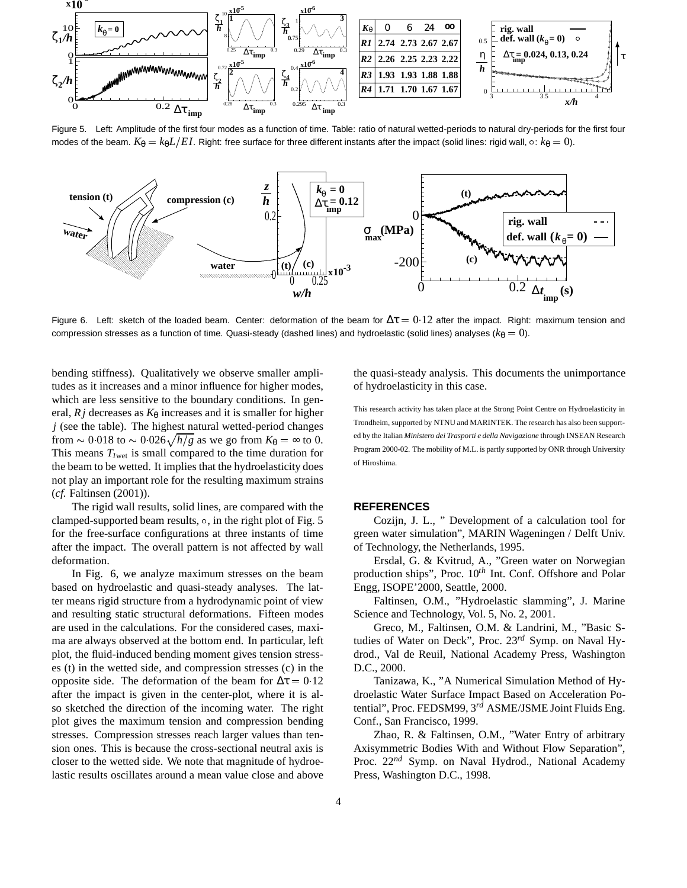| $K_\theta$ | 0 | 6 | 24 | ∞ |
|---|---|---|---|---|
| *R1* | 2.74 | 2.73 | 2.67 | 2.67 |
| *R2* | 2.26 | 2.25 | 2.23 | 2.22 |
| *R3* | 1.93 | 1.93 | 1.88 | 1.88 |
| *R4* | 1.71 | 1.70 | 1.67 | 1.67 |

Figure 5. Left: Amplitude of the first four modes as a function of time. Table: ratio of natural wetted-periods to natural dry-periods for the first four modes of the beam. $K_\theta = k_\theta L/EI$. Right: free surface for three different instants after the impact (solid lines: rigid wall, ○: $k_\theta = 0$).

Figure 6. Left: sketch of the loaded beam. Center: deformation of the beam for $\Delta\tau = 0{\cdot}12$ after the impact. Right: maximum tension and compression stresses as a function of time. Quasi-steady (dashed lines) and hydroelastic (solid lines) analyses ($k_\theta = 0$).

bending stiffness). Qualitatively we observe smaller amplitudes as it increases and a minor influence for higher modes, which are less sensitive to the boundary conditions. In general, $Rj$ decreases as $K_\theta$ increases and it is smaller for higher $j$ (see the table). The highest natural wetted-period changes from $\sim 0{\cdot}018$ to $\sim 0{\cdot}026\sqrt{h/g}$ as we go from $K_\theta = \infty$ to 0. This means $T_{1\text{wet}}$ is small compared to the time duration for the beam to be wetted. It implies that the hydroelasticity does not play an important role for the resulting maximum strains (*cf.* Faltinsen (2001)).

The rigid wall results, solid lines, are compared with the clamped-supported beam results, ○, in the right plot of Fig. 5 for the free-surface configurations at three instants of time after the impact. The overall pattern is not affected by wall deformation.

In Fig. 6, we analyze maximum stresses on the beam based on hydroelastic and quasi-steady analyses. The latter means rigid structure from a hydrodynamic point of view and resulting static structural deformations. Fifteen modes are used in the calculations. For the considered cases, maxima are always observed at the bottom end. In particular, left plot, the fluid-induced bending moment gives tension stresses (t) in the wetted side, and compression stresses (c) in the opposite side. The deformation of the beam for $\Delta\tau = 0{\cdot}12$ after the impact is given in the center-plot, where it is also sketched the direction of the incoming water. The right plot gives the maximum tension and compression bending stresses. Compression stresses reach larger values than tension ones. This is because the cross-sectional neutral axis is closer to the wetted side. We note that magnitude of hydroelastic results oscillates around a mean value close and above the quasi-steady analysis. This documents the unimportance of hydroelasticity in this case.

This research activity has taken place at the Strong Point Centre on Hydroelasticity in Trondheim, supported by NTNU and MARINTEK. The research has also been supported by the Italian *Ministero dei Trasporti e della Navigazione* through INSEAN Research Program 2000-02. The mobility of M.L. is partly supported by ONR through University of Hiroshima.

## REFERENCES

Cozijn, J. L., " Development of a calculation tool for green water simulation", MARIN Wageningen / Delft Univ. of Technology, the Netherlands, 1995.

Ersdal, G. & Kvitrud, A., "Green water on Norwegian production ships", Proc. 10th Int. Conf. Offshore and Polar Engg, ISOPE'2000, Seattle, 2000.

Faltinsen, O.M., "Hydroelastic slamming", J. Marine Science and Technology, Vol. 5, No. 2, 2001.

Greco, M., Faltinsen, O.M. & Landrini, M., "Basic Studies of Water on Deck", Proc. 23rd Symp. on Naval Hydrod., Val de Reuil, National Academy Press, Washington D.C., 2000.

Tanizawa, K., "A Numerical Simulation Method of Hydroelastic Water Surface Impact Based on Acceleration Potential", Proc. FEDSM99, 3rd ASME/JSME Joint Fluids Eng. Conf., San Francisco, 1999.

Zhao, R. & Faltinsen, O.M., "Water Entry of arbitrary Axisymmetric Bodies With and Without Flow Separation", Proc. 22nd Symp. on Naval Hydrod., National Academy Press, Washington D.C., 1998.